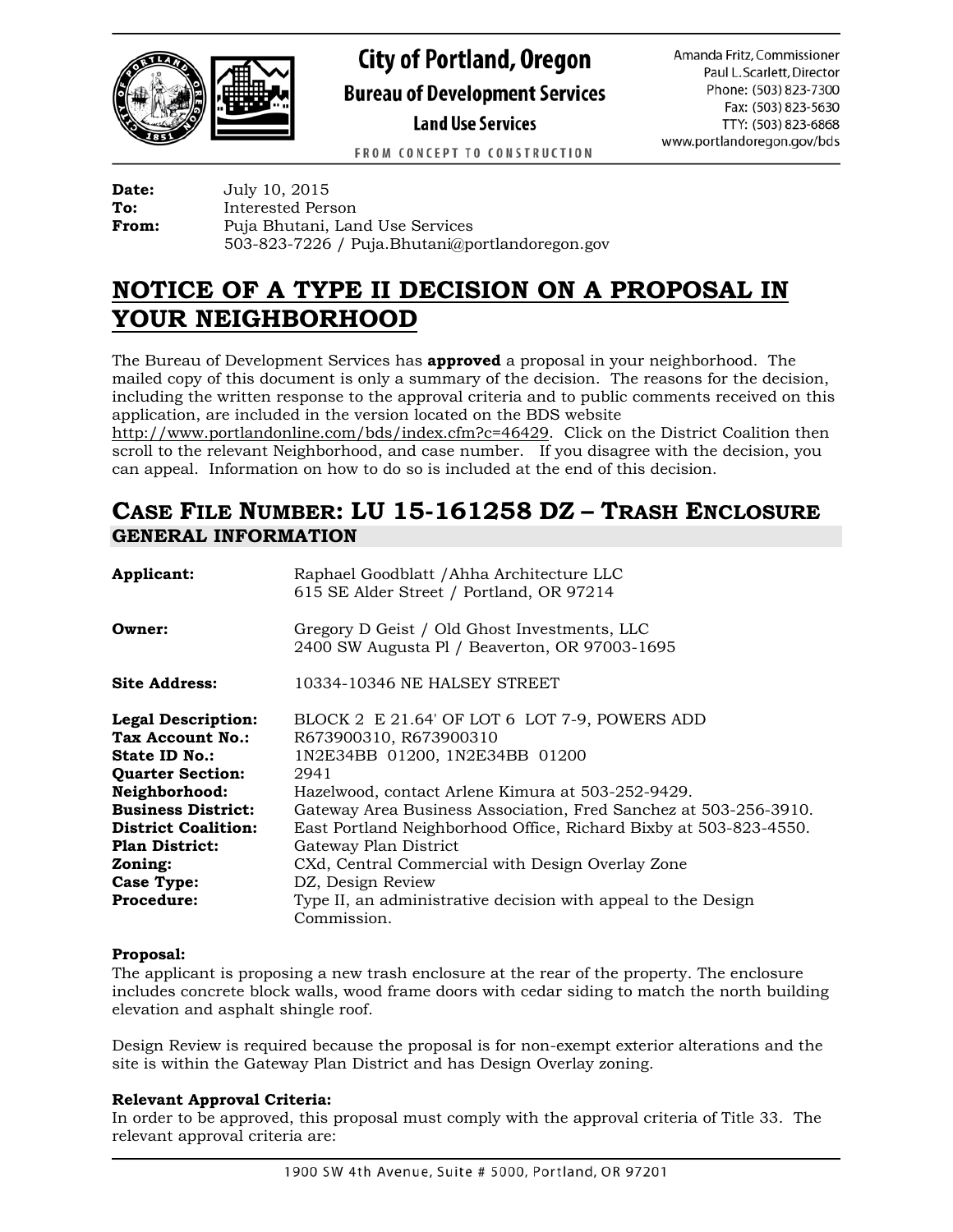City of Portland, Oregon
**Bureau of Development Services**
**Land Use Services**

FROM CONCEPT TO CONSTRUCTION

Amanda Fritz, Commissioner
Paul L. Scarlett, Director
Phone: (503) 823-7300
Fax: (503) 823-5630
TTY: (503) 823-6868
www.portlandoregon.gov/bds

**Date:** July 10, 2015
**To:** Interested Person
**From:** Puja Bhutani, Land Use Services
503-823-7226 / Puja.Bhutani@portlandoregon.gov

# NOTICE OF A TYPE II DECISION ON A PROPOSAL IN YOUR NEIGHBORHOOD

The Bureau of Development Services has **approved** a proposal in your neighborhood. The mailed copy of this document is only a summary of the decision. The reasons for the decision, including the written response to the approval criteria and to public comments received on this application, are included in the version located on the BDS website http://www.portlandonline.com/bds/index.cfm?c=46429. Click on the District Coalition then scroll to the relevant Neighborhood, and case number. If you disagree with the decision, you can appeal. Information on how to do so is included at the end of this decision.

## CASE FILE NUMBER: LU 15-161258 DZ – TRASH ENCLOSURE

### GENERAL INFORMATION

**Applicant:** Raphael Goodblatt /Ahha Architecture LLC
615 SE Alder Street / Portland, OR 97214

**Owner:** Gregory D Geist / Old Ghost Investments, LLC
2400 SW Augusta Pl / Beaverton, OR 97003-1695

**Site Address:** 10334-10346 NE HALSEY STREET

**Legal Description:** BLOCK 2 E 21.64' OF LOT 6 LOT 7-9, POWERS ADD
**Tax Account No.:** R673900310, R673900310
**State ID No.:** 1N2E34BB 01200, 1N2E34BB 01200
**Quarter Section:** 2941
**Neighborhood:** Hazelwood, contact Arlene Kimura at 503-252-9429.
**Business District:** Gateway Area Business Association, Fred Sanchez at 503-256-3910.
**District Coalition:** East Portland Neighborhood Office, Richard Bixby at 503-823-4550.
**Plan District:** Gateway Plan District
**Zoning:** CXd, Central Commercial with Design Overlay Zone
**Case Type:** DZ, Design Review
**Procedure:** Type II, an administrative decision with appeal to the Design Commission.

**Proposal:**
The applicant is proposing a new trash enclosure at the rear of the property. The enclosure includes concrete block walls, wood frame doors with cedar siding to match the north building elevation and asphalt shingle roof.

Design Review is required because the proposal is for non-exempt exterior alterations and the site is within the Gateway Plan District and has Design Overlay zoning.

**Relevant Approval Criteria:**
In order to be approved, this proposal must comply with the approval criteria of Title 33. The relevant approval criteria are: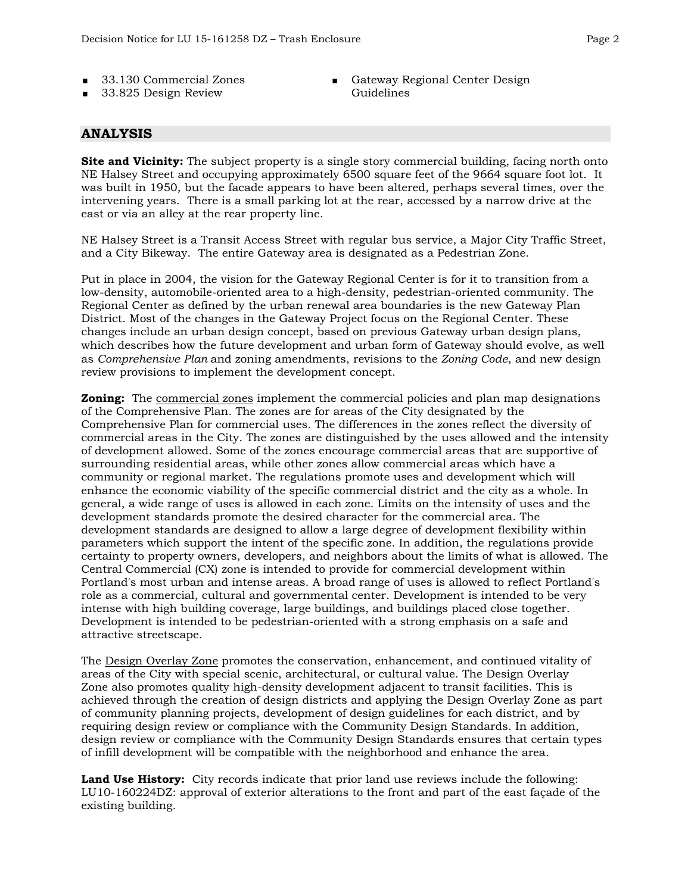- 33.130 Commercial Zones
- 33.825 Design Review
- Gateway Regional Center Design Guidelines

## ANALYSIS

**Site and Vicinity:** The subject property is a single story commercial building, facing north onto NE Halsey Street and occupying approximately 6500 square feet of the 9664 square foot lot. It was built in 1950, but the facade appears to have been altered, perhaps several times, over the intervening years. There is a small parking lot at the rear, accessed by a narrow drive at the east or via an alley at the rear property line.

NE Halsey Street is a Transit Access Street with regular bus service, a Major City Traffic Street, and a City Bikeway. The entire Gateway area is designated as a Pedestrian Zone.

Put in place in 2004, the vision for the Gateway Regional Center is for it to transition from a low-density, automobile-oriented area to a high-density, pedestrian-oriented community. The Regional Center as defined by the urban renewal area boundaries is the new Gateway Plan District. Most of the changes in the Gateway Project focus on the Regional Center. These changes include an urban design concept, based on previous Gateway urban design plans, which describes how the future development and urban form of Gateway should evolve, as well as *Comprehensive Plan* and zoning amendments, revisions to the *Zoning Code*, and new design review provisions to implement the development concept.

**Zoning:** The commercial zones implement the commercial policies and plan map designations of the Comprehensive Plan. The zones are for areas of the City designated by the Comprehensive Plan for commercial uses. The differences in the zones reflect the diversity of commercial areas in the City. The zones are distinguished by the uses allowed and the intensity of development allowed. Some of the zones encourage commercial areas that are supportive of surrounding residential areas, while other zones allow commercial areas which have a community or regional market. The regulations promote uses and development which will enhance the economic viability of the specific commercial district and the city as a whole. In general, a wide range of uses is allowed in each zone. Limits on the intensity of uses and the development standards promote the desired character for the commercial area. The development standards are designed to allow a large degree of development flexibility within parameters which support the intent of the specific zone. In addition, the regulations provide certainty to property owners, developers, and neighbors about the limits of what is allowed. The Central Commercial (CX) zone is intended to provide for commercial development within Portland's most urban and intense areas. A broad range of uses is allowed to reflect Portland's role as a commercial, cultural and governmental center. Development is intended to be very intense with high building coverage, large buildings, and buildings placed close together. Development is intended to be pedestrian-oriented with a strong emphasis on a safe and attractive streetscape.

The Design Overlay Zone promotes the conservation, enhancement, and continued vitality of areas of the City with special scenic, architectural, or cultural value. The Design Overlay Zone also promotes quality high-density development adjacent to transit facilities. This is achieved through the creation of design districts and applying the Design Overlay Zone as part of community planning projects, development of design guidelines for each district, and by requiring design review or compliance with the Community Design Standards. In addition, design review or compliance with the Community Design Standards ensures that certain types of infill development will be compatible with the neighborhood and enhance the area.

**Land Use History:** City records indicate that prior land use reviews include the following: LU10-160224DZ: approval of exterior alterations to the front and part of the east façade of the existing building.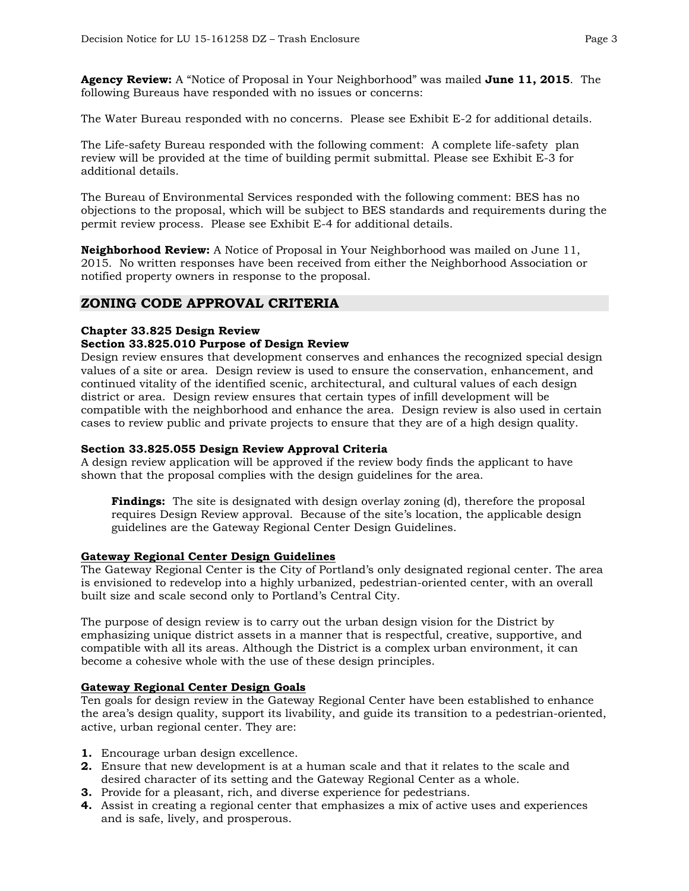**Agency Review:** A "Notice of Proposal in Your Neighborhood" was mailed **June 11, 2015**. The following Bureaus have responded with no issues or concerns:

The Water Bureau responded with no concerns. Please see Exhibit E-2 for additional details.

The Life-safety Bureau responded with the following comment: A complete life-safety plan review will be provided at the time of building permit submittal. Please see Exhibit E-3 for additional details.

The Bureau of Environmental Services responded with the following comment: BES has no objections to the proposal, which will be subject to BES standards and requirements during the permit review process. Please see Exhibit E-4 for additional details.

**Neighborhood Review:** A Notice of Proposal in Your Neighborhood was mailed on June 11, 2015. No written responses have been received from either the Neighborhood Association or notified property owners in response to the proposal.

## ZONING CODE APPROVAL CRITERIA

**Chapter 33.825 Design Review**
**Section 33.825.010 Purpose of Design Review**
Design review ensures that development conserves and enhances the recognized special design values of a site or area. Design review is used to ensure the conservation, enhancement, and continued vitality of the identified scenic, architectural, and cultural values of each design district or area. Design review ensures that certain types of infill development will be compatible with the neighborhood and enhance the area. Design review is also used in certain cases to review public and private projects to ensure that they are of a high design quality.

**Section 33.825.055 Design Review Approval Criteria**
A design review application will be approved if the review body finds the applicant to have shown that the proposal complies with the design guidelines for the area.

> **Findings:** The site is designated with design overlay zoning (d), therefore the proposal requires Design Review approval. Because of the site's location, the applicable design guidelines are the Gateway Regional Center Design Guidelines.

**Gateway Regional Center Design Guidelines**
The Gateway Regional Center is the City of Portland's only designated regional center. The area is envisioned to redevelop into a highly urbanized, pedestrian-oriented center, with an overall built size and scale second only to Portland's Central City.

The purpose of design review is to carry out the urban design vision for the District by emphasizing unique district assets in a manner that is respectful, creative, supportive, and compatible with all its areas. Although the District is a complex urban environment, it can become a cohesive whole with the use of these design principles.

**Gateway Regional Center Design Goals**
Ten goals for design review in the Gateway Regional Center have been established to enhance the area's design quality, support its livability, and guide its transition to a pedestrian-oriented, active, urban regional center. They are:

1. Encourage urban design excellence.
2. Ensure that new development is at a human scale and that it relates to the scale and desired character of its setting and the Gateway Regional Center as a whole.
3. Provide for a pleasant, rich, and diverse experience for pedestrians.
4. Assist in creating a regional center that emphasizes a mix of active uses and experiences and is safe, lively, and prosperous.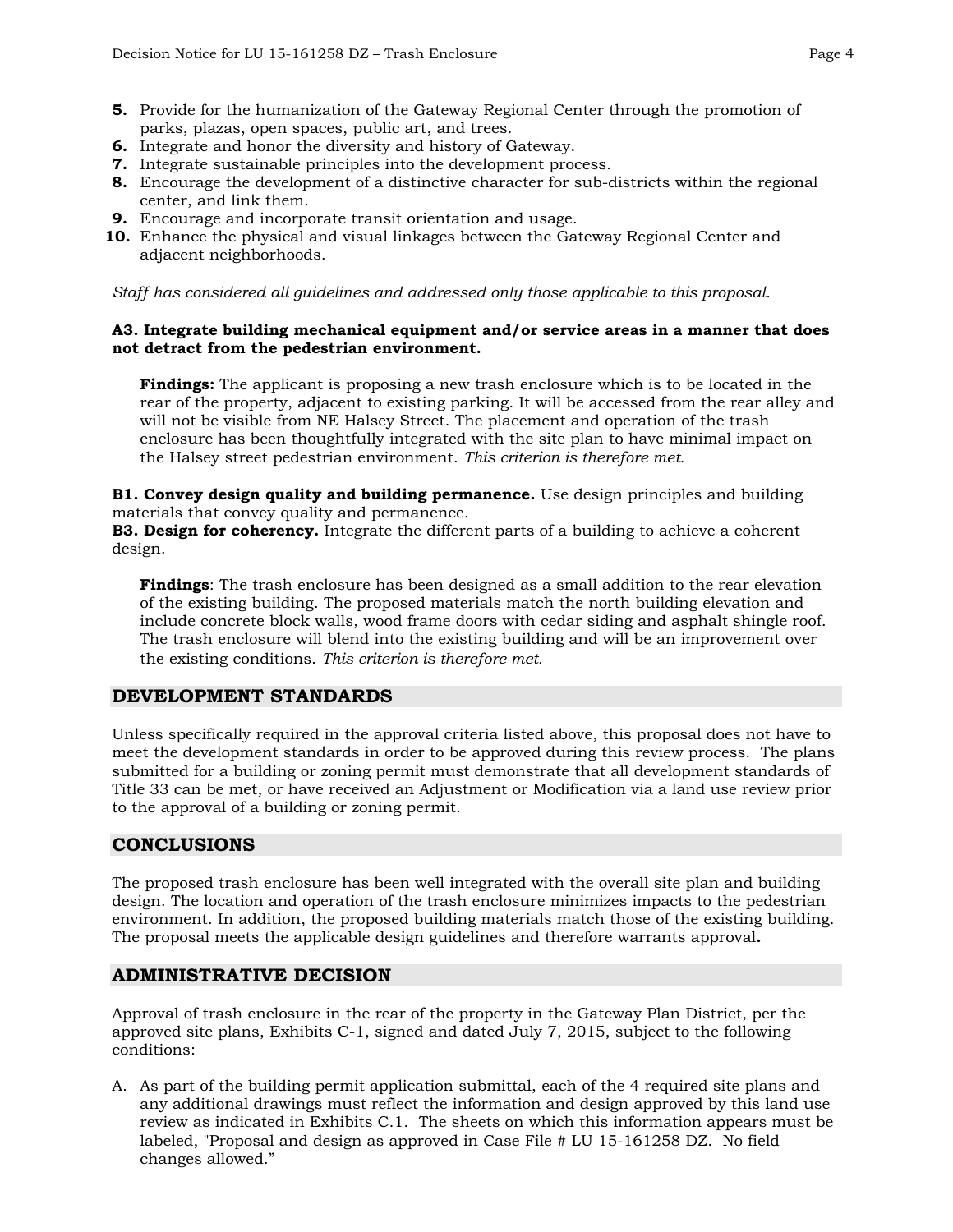5. Provide for the humanization of the Gateway Regional Center through the promotion of parks, plazas, open spaces, public art, and trees.
6. Integrate and honor the diversity and history of Gateway.
7. Integrate sustainable principles into the development process.
8. Encourage the development of a distinctive character for sub-districts within the regional center, and link them.
9. Encourage and incorporate transit orientation and usage.
10. Enhance the physical and visual linkages between the Gateway Regional Center and adjacent neighborhoods.

*Staff has considered all guidelines and addressed only those applicable to this proposal.*

**A3. Integrate building mechanical equipment and/or service areas in a manner that does not detract from the pedestrian environment.**

> **Findings:** The applicant is proposing a new trash enclosure which is to be located in the rear of the property, adjacent to existing parking. It will be accessed from the rear alley and will not be visible from NE Halsey Street. The placement and operation of the trash enclosure has been thoughtfully integrated with the site plan to have minimal impact on the Halsey street pedestrian environment. *This criterion is therefore met.*

**B1. Convey design quality and building permanence.** Use design principles and building materials that convey quality and permanence.
**B3. Design for coherency.** Integrate the different parts of a building to achieve a coherent design.

> **Findings**: The trash enclosure has been designed as a small addition to the rear elevation of the existing building. The proposed materials match the north building elevation and include concrete block walls, wood frame doors with cedar siding and asphalt shingle roof. The trash enclosure will blend into the existing building and will be an improvement over the existing conditions. *This criterion is therefore met.*

## DEVELOPMENT STANDARDS

Unless specifically required in the approval criteria listed above, this proposal does not have to meet the development standards in order to be approved during this review process. The plans submitted for a building or zoning permit must demonstrate that all development standards of Title 33 can be met, or have received an Adjustment or Modification via a land use review prior to the approval of a building or zoning permit.

## CONCLUSIONS

The proposed trash enclosure has been well integrated with the overall site plan and building design. The location and operation of the trash enclosure minimizes impacts to the pedestrian environment. In addition, the proposed building materials match those of the existing building. The proposal meets the applicable design guidelines and therefore warrants approval**.**

## ADMINISTRATIVE DECISION

Approval of trash enclosure in the rear of the property in the Gateway Plan District, per the approved site plans, Exhibits C-1, signed and dated July 7, 2015, subject to the following conditions:

A. As part of the building permit application submittal, each of the 4 required site plans and any additional drawings must reflect the information and design approved by this land use review as indicated in Exhibits C.1. The sheets on which this information appears must be labeled, "Proposal and design as approved in Case File # LU 15-161258 DZ. No field changes allowed."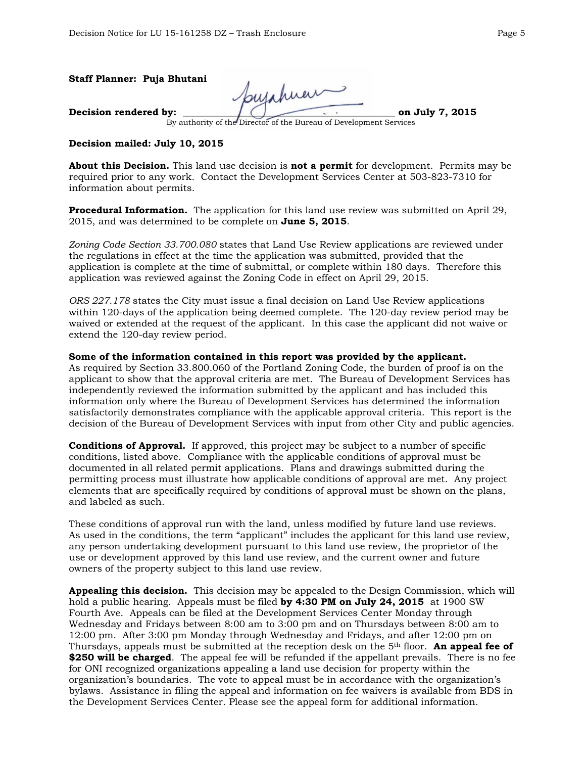**Staff Planner: Puja Bhutani**

**Decision rendered by:** ______________________________ **on July 7, 2015**
By authority of the Director of the Bureau of Development Services

**Decision mailed: July 10, 2015**

**About this Decision.** This land use decision is **not a permit** for development. Permits may be required prior to any work. Contact the Development Services Center at 503-823-7310 for information about permits.

**Procedural Information.** The application for this land use review was submitted on April 29, 2015, and was determined to be complete on **June 5, 2015**.

*Zoning Code Section 33.700.080* states that Land Use Review applications are reviewed under the regulations in effect at the time the application was submitted, provided that the application is complete at the time of submittal, or complete within 180 days. Therefore this application was reviewed against the Zoning Code in effect on April 29, 2015.

*ORS 227.178* states the City must issue a final decision on Land Use Review applications within 120-days of the application being deemed complete. The 120-day review period may be waived or extended at the request of the applicant. In this case the applicant did not waive or extend the 120-day review period.

**Some of the information contained in this report was provided by the applicant.** As required by Section 33.800.060 of the Portland Zoning Code, the burden of proof is on the applicant to show that the approval criteria are met. The Bureau of Development Services has independently reviewed the information submitted by the applicant and has included this information only where the Bureau of Development Services has determined the information satisfactorily demonstrates compliance with the applicable approval criteria. This report is the decision of the Bureau of Development Services with input from other City and public agencies.

**Conditions of Approval.** If approved, this project may be subject to a number of specific conditions, listed above. Compliance with the applicable conditions of approval must be documented in all related permit applications. Plans and drawings submitted during the permitting process must illustrate how applicable conditions of approval are met. Any project elements that are specifically required by conditions of approval must be shown on the plans, and labeled as such.

These conditions of approval run with the land, unless modified by future land use reviews. As used in the conditions, the term "applicant" includes the applicant for this land use review, any person undertaking development pursuant to this land use review, the proprietor of the use or development approved by this land use review, and the current owner and future owners of the property subject to this land use review.

**Appealing this decision.** This decision may be appealed to the Design Commission, which will hold a public hearing. Appeals must be filed **by 4:30 PM on July 24, 2015** at 1900 SW Fourth Ave. Appeals can be filed at the Development Services Center Monday through Wednesday and Fridays between 8:00 am to 3:00 pm and on Thursdays between 8:00 am to 12:00 pm. After 3:00 pm Monday through Wednesday and Fridays, and after 12:00 pm on Thursdays, appeals must be submitted at the reception desk on the 5th floor. **An appeal fee of $250 will be charged**. The appeal fee will be refunded if the appellant prevails. There is no fee for ONI recognized organizations appealing a land use decision for property within the organization's boundaries. The vote to appeal must be in accordance with the organization's bylaws. Assistance in filing the appeal and information on fee waivers is available from BDS in the Development Services Center. Please see the appeal form for additional information.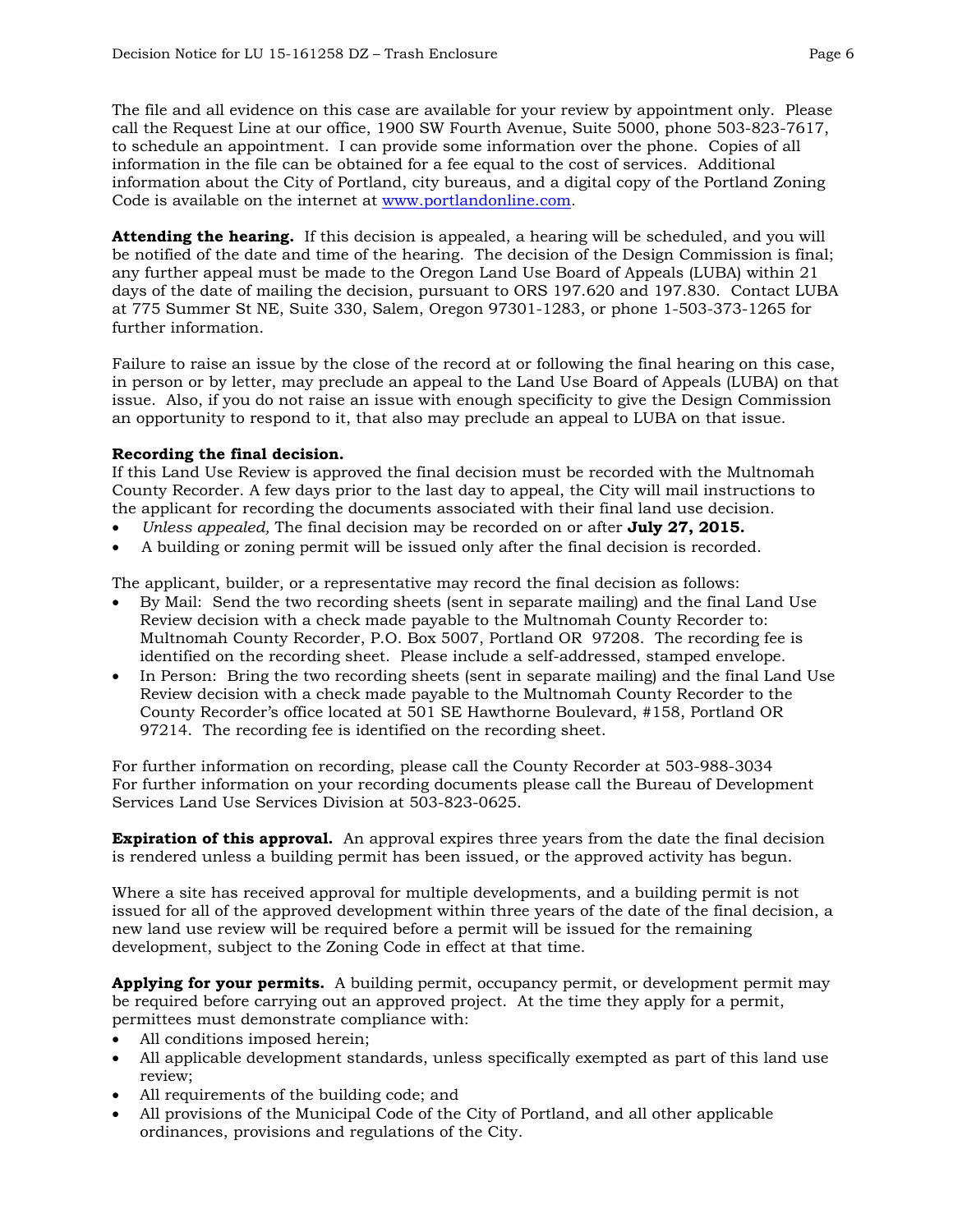The file and all evidence on this case are available for your review by appointment only. Please call the Request Line at our office, 1900 SW Fourth Avenue, Suite 5000, phone 503-823-7617, to schedule an appointment. I can provide some information over the phone. Copies of all information in the file can be obtained for a fee equal to the cost of services. Additional information about the City of Portland, city bureaus, and a digital copy of the Portland Zoning Code is available on the internet at [www.portlandonline.com](http://www.portlandonline.com).

**Attending the hearing.** If this decision is appealed, a hearing will be scheduled, and you will be notified of the date and time of the hearing. The decision of the Design Commission is final; any further appeal must be made to the Oregon Land Use Board of Appeals (LUBA) within 21 days of the date of mailing the decision, pursuant to ORS 197.620 and 197.830. Contact LUBA at 775 Summer St NE, Suite 330, Salem, Oregon 97301-1283, or phone 1-503-373-1265 for further information.

Failure to raise an issue by the close of the record at or following the final hearing on this case, in person or by letter, may preclude an appeal to the Land Use Board of Appeals (LUBA) on that issue. Also, if you do not raise an issue with enough specificity to give the Design Commission an opportunity to respond to it, that also may preclude an appeal to LUBA on that issue.

**Recording the final decision.**
If this Land Use Review is approved the final decision must be recorded with the Multnomah County Recorder. A few days prior to the last day to appeal, the City will mail instructions to the applicant for recording the documents associated with their final land use decision.

- *Unless appealed,* The final decision may be recorded on or after **July 27, 2015.**
- A building or zoning permit will be issued only after the final decision is recorded.

The applicant, builder, or a representative may record the final decision as follows:

- By Mail: Send the two recording sheets (sent in separate mailing) and the final Land Use Review decision with a check made payable to the Multnomah County Recorder to: Multnomah County Recorder, P.O. Box 5007, Portland OR 97208. The recording fee is identified on the recording sheet. Please include a self-addressed, stamped envelope.
- In Person: Bring the two recording sheets (sent in separate mailing) and the final Land Use Review decision with a check made payable to the Multnomah County Recorder to the County Recorder's office located at 501 SE Hawthorne Boulevard, #158, Portland OR 97214. The recording fee is identified on the recording sheet.

For further information on recording, please call the County Recorder at 503-988-3034
For further information on your recording documents please call the Bureau of Development Services Land Use Services Division at 503-823-0625.

**Expiration of this approval.** An approval expires three years from the date the final decision is rendered unless a building permit has been issued, or the approved activity has begun.

Where a site has received approval for multiple developments, and a building permit is not issued for all of the approved development within three years of the date of the final decision, a new land use review will be required before a permit will be issued for the remaining development, subject to the Zoning Code in effect at that time.

**Applying for your permits.** A building permit, occupancy permit, or development permit may be required before carrying out an approved project. At the time they apply for a permit, permittees must demonstrate compliance with:

- All conditions imposed herein;
- All applicable development standards, unless specifically exempted as part of this land use review;
- All requirements of the building code; and
- All provisions of the Municipal Code of the City of Portland, and all other applicable ordinances, provisions and regulations of the City.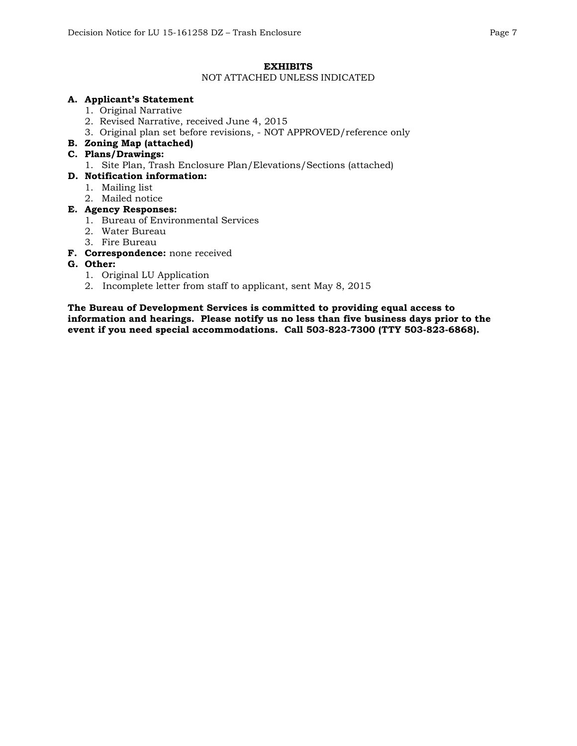## EXHIBITS

NOT ATTACHED UNLESS INDICATED

**A. Applicant's Statement**
1. Original Narrative
2. Revised Narrative, received June 4, 2015
3. Original plan set before revisions, - NOT APPROVED/reference only

**B. Zoning Map (attached)**

**C. Plans/Drawings:**
1. Site Plan, Trash Enclosure Plan/Elevations/Sections (attached)

**D. Notification information:**
1. Mailing list
2. Mailed notice

**E. Agency Responses:**
1. Bureau of Environmental Services
2. Water Bureau
3. Fire Bureau

**F. Correspondence:** none received

**G. Other:**
1. Original LU Application
2. Incomplete letter from staff to applicant, sent May 8, 2015

**The Bureau of Development Services is committed to providing equal access to information and hearings. Please notify us no less than five business days prior to the event if you need special accommodations. Call 503-823-7300 (TTY 503-823-6868).**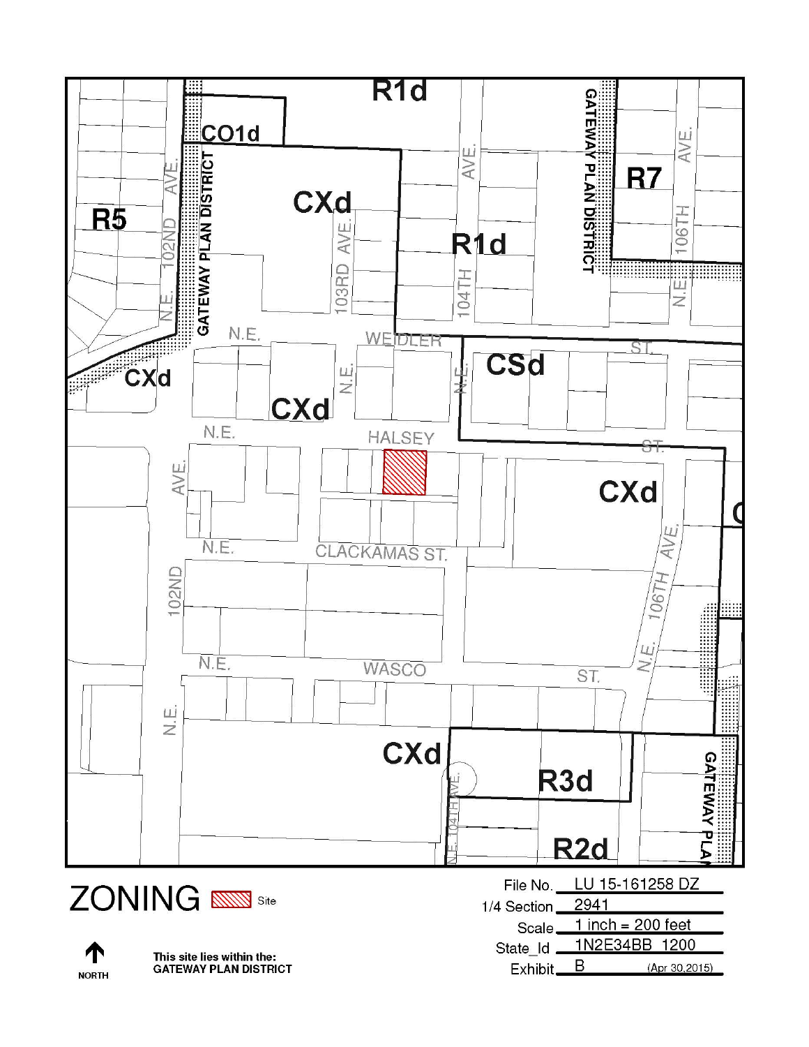# ZONING

Site

NORTH

This site lies within the:
GATEWAY PLAN DISTRICT

File No. LU 15-161258 DZ

1/4 Section 2941

Scale 1 inch = 200 feet

State_Id 1N2E34BB 1200

Exhibit B (Apr 30,2015)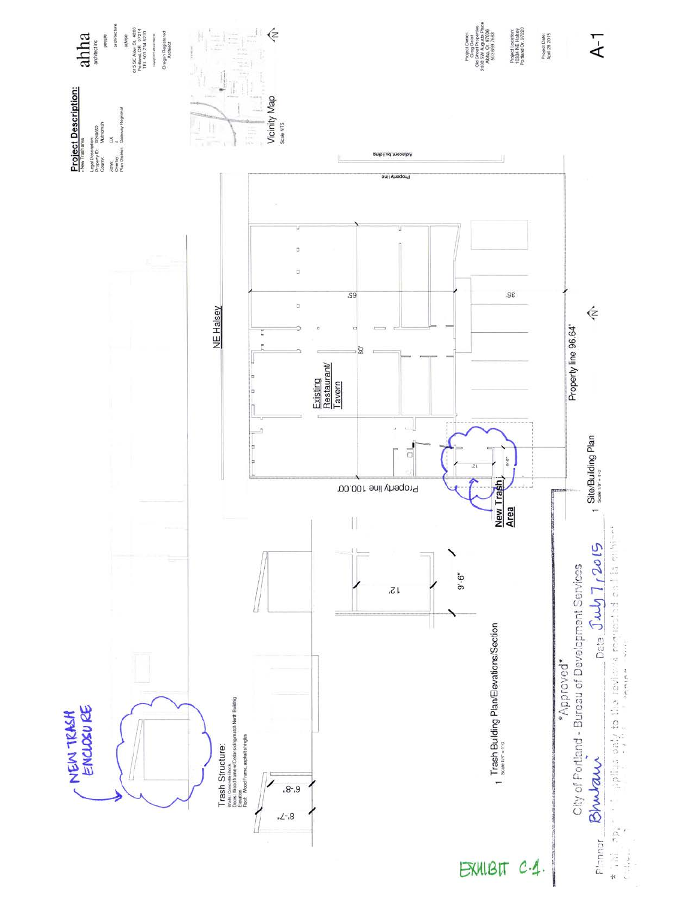## Project Description:

- New Trash area

Legal Description:
Property ID: R216652
County: Multnomah

Zone: CX
Overlay: d
Plan District: Gateway Regional

Vicinity Map
Scale NTS

ahha
architecture
people
architecture
advise

615 SE Alder St. #203
Portland, OR 97214
TEL 503.734.8210

Oregon Registered Architect

Project Owner:
Greg Goot
Old Street Properties
2403 SW Augusta Place
Aloha, Or 97006
503.699.7683

Project Location:
10334 NE Halsey
Portland Or, 97220

Project Date:
April 28 2015

A-1

NE Halsey

Existing Restaurant/ Tavern

Adjacent building

Property line

Property line 96.64'

Property line 100.00'

65'

35'

80'

12'

9'-6"

New Trash Area

1 Site/Building Plan
Scale 1/8" = 1'-0

NEW TRASH ENCLOSURE

Trash Structure:
Walls: Concrete Block
Doors: Wood frame w/Cedar siding match North Building Elevation
Roof: Wood Frame, asphalt shingles

6'-8"

8'-7"

12'

9'-6"

1 Trash Building Plan/Elevations/Section
Scale 1/4" = 1'-0

*Approved*
City of Portland - Bureau of Development Services

Planner Bhatani Date July 7, 2015

* This approval applies only to the reviews requested and is subject to all conditions of approval.

EXHIBIT C.1.